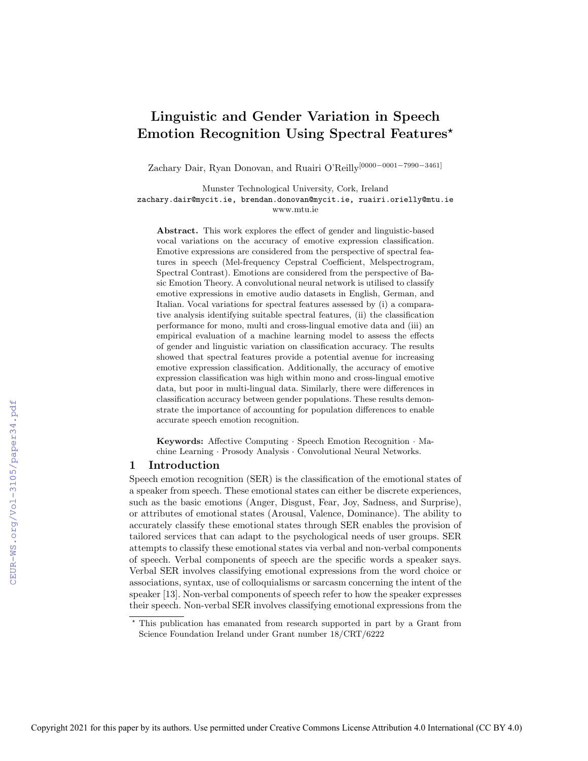# Linguistic and Gender Variation in Speech Emotion Recognition Using Spectral Features*

Zachary Dair, Ryan Donovan, and Ruairi O'Reilly[0000−0001−7990−3461]

Munster Technological University, Cork, Ireland
zachary.dair@mycit.ie, brendan.donovan@mycit.ie, ruairi.oreilly@mtu.ie
www.mtu.ie

**Abstract.** This work explores the effect of gender and linguistic-based vocal variations on the accuracy of emotive expression classification. Emotive expressions are considered from the perspective of spectral features in speech (Mel-frequency Cepstral Coefficient, Melspectrogram, Spectral Contrast). Emotions are considered from the perspective of Basic Emotion Theory. A convolutional neural network is utilised to classify emotive expressions in emotive audio datasets in English, German, and Italian. Vocal variations for spectral features assessed by (i) a comparative analysis identifying suitable spectral features, (ii) the classification performance for mono, multi and cross-lingual emotive data and (iii) an empirical evaluation of a machine learning model to assess the effects of gender and linguistic variation on classification accuracy. The results showed that spectral features provide a potential avenue for increasing emotive expression classification. Additionally, the accuracy of emotive expression classification was high within mono and cross-lingual emotive data, but poor in multi-lingual data. Similarly, there were differences in classification accuracy between gender populations. These results demonstrate the importance of accounting for population differences to enable accurate speech emotion recognition.

**Keywords:** Affective Computing · Speech Emotion Recognition · Machine Learning · Prosody Analysis · Convolutional Neural Networks.

## 1 Introduction

Speech emotion recognition (SER) is the classification of the emotional states of a speaker from speech. These emotional states can either be discrete experiences, such as the basic emotions (Anger, Disgust, Fear, Joy, Sadness, and Surprise), or attributes of emotional states (Arousal, Valence, Dominance). The ability to accurately classify these emotional states through SER enables the provision of tailored services that can adapt to the psychological needs of user groups. SER attempts to classify these emotional states via verbal and non-verbal components of speech. Verbal components of speech are the specific words a speaker says. Verbal SER involves classifying emotional expressions from the word choice or associations, syntax, use of colloquialisms or sarcasm concerning the intent of the speaker [13]. Non-verbal components of speech refer to how the speaker expresses their speech. Non-verbal SER involves classifying emotional expressions from the

* This publication has emanated from research supported in part by a Grant from Science Foundation Ireland under Grant number 18/CRT/6222

Copyright 2021 for this paper by its authors. Use permitted under Creative Commons License Attribution 4.0 International (CC BY 4.0)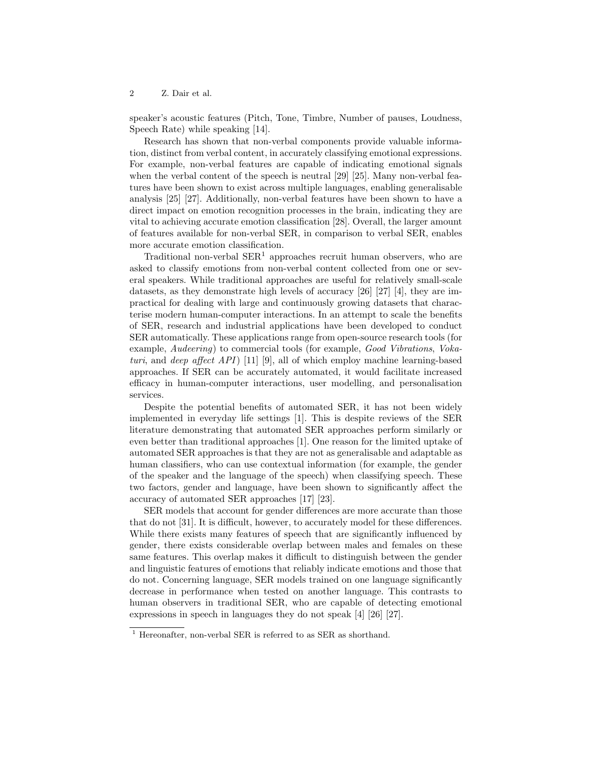speaker's acoustic features (Pitch, Tone, Timbre, Number of pauses, Loudness, Speech Rate) while speaking [14].

Research has shown that non-verbal components provide valuable information, distinct from verbal content, in accurately classifying emotional expressions. For example, non-verbal features are capable of indicating emotional signals when the verbal content of the speech is neutral [29] [25]. Many non-verbal features have been shown to exist across multiple languages, enabling generalisable analysis [25] [27]. Additionally, non-verbal features have been shown to have a direct impact on emotion recognition processes in the brain, indicating they are vital to achieving accurate emotion classification [28]. Overall, the larger amount of features available for non-verbal SER, in comparison to verbal SER, enables more accurate emotion classification.

Traditional non-verbal SER[1] approaches recruit human observers, who are asked to classify emotions from non-verbal content collected from one or several speakers. While traditional approaches are useful for relatively small-scale datasets, as they demonstrate high levels of accuracy [26] [27] [4], they are impractical for dealing with large and continuously growing datasets that characterise modern human-computer interactions. In an attempt to scale the benefits of SER, research and industrial applications have been developed to conduct SER automatically. These applications range from open-source research tools (for example, *Audeering*) to commercial tools (for example, *Good Vibrations*, *Vokaturi*, and *deep affect API*) [11] [9], all of which employ machine learning-based approaches. If SER can be accurately automated, it would facilitate increased efficacy in human-computer interactions, user modelling, and personalisation services.

Despite the potential benefits of automated SER, it has not been widely implemented in everyday life settings [1]. This is despite reviews of the SER literature demonstrating that automated SER approaches perform similarly or even better than traditional approaches [1]. One reason for the limited uptake of automated SER approaches is that they are not as generalisable and adaptable as human classifiers, who can use contextual information (for example, the gender of the speaker and the language of the speech) when classifying speech. These two factors, gender and language, have been shown to significantly affect the accuracy of automated SER approaches [17] [23].

SER models that account for gender differences are more accurate than those that do not [31]. It is difficult, however, to accurately model for these differences. While there exists many features of speech that are significantly influenced by gender, there exists considerable overlap between males and females on these same features. This overlap makes it difficult to distinguish between the gender and linguistic features of emotions that reliably indicate emotions and those that do not. Concerning language, SER models trained on one language significantly decrease in performance when tested on another language. This contrasts to human observers in traditional SER, who are capable of detecting emotional expressions in speech in languages they do not speak [4] [26] [27].

[1] Hereonafter, non-verbal SER is referred to as SER as shorthand.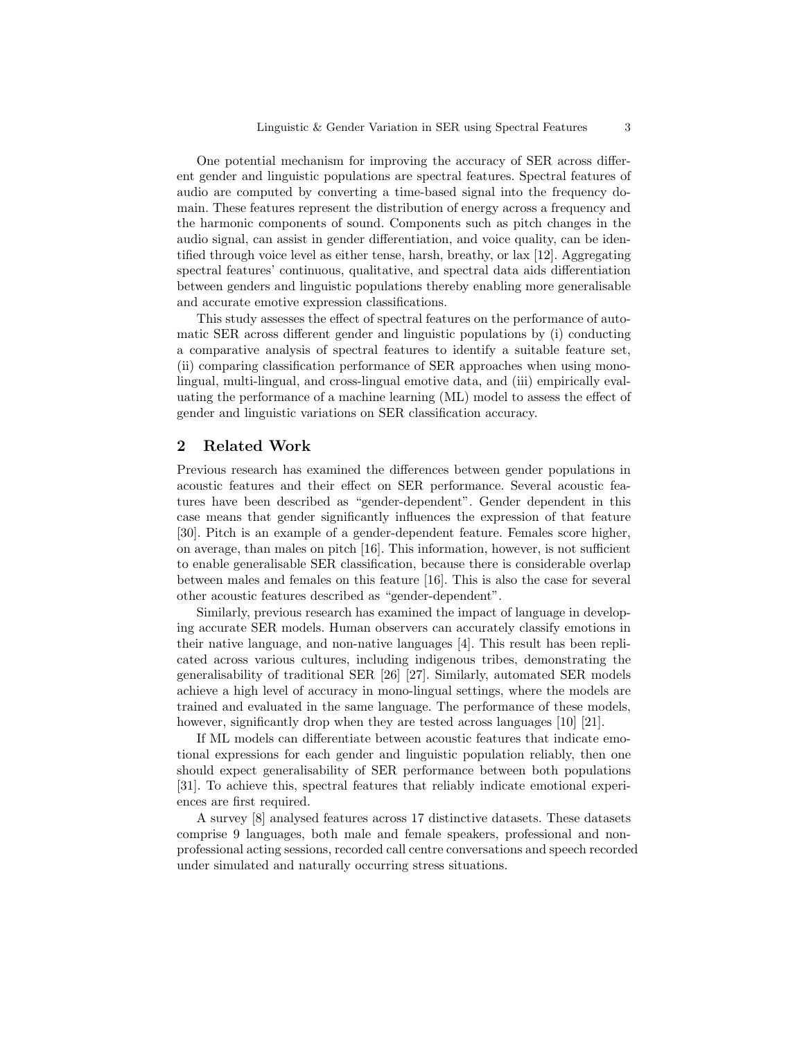One potential mechanism for improving the accuracy of SER across different gender and linguistic populations are spectral features. Spectral features of audio are computed by converting a time-based signal into the frequency domain. These features represent the distribution of energy across a frequency and the harmonic components of sound. Components such as pitch changes in the audio signal, can assist in gender differentiation, and voice quality, can be identified through voice level as either tense, harsh, breathy, or lax [12]. Aggregating spectral features' continuous, qualitative, and spectral data aids differentiation between genders and linguistic populations thereby enabling more generalisable and accurate emotive expression classifications.

This study assesses the effect of spectral features on the performance of automatic SER across different gender and linguistic populations by (i) conducting a comparative analysis of spectral features to identify a suitable feature set, (ii) comparing classification performance of SER approaches when using mono-lingual, multi-lingual, and cross-lingual emotive data, and (iii) empirically evaluating the performance of a machine learning (ML) model to assess the effect of gender and linguistic variations on SER classification accuracy.

## 2 Related Work

Previous research has examined the differences between gender populations in acoustic features and their effect on SER performance. Several acoustic features have been described as "gender-dependent". Gender dependent in this case means that gender significantly influences the expression of that feature [30]. Pitch is an example of a gender-dependent feature. Females score higher, on average, than males on pitch [16]. This information, however, is not sufficient to enable generalisable SER classification, because there is considerable overlap between males and females on this feature [16]. This is also the case for several other acoustic features described as "gender-dependent".

Similarly, previous research has examined the impact of language in developing accurate SER models. Human observers can accurately classify emotions in their native language, and non-native languages [4]. This result has been replicated across various cultures, including indigenous tribes, demonstrating the generalisability of traditional SER [26] [27]. Similarly, automated SER models achieve a high level of accuracy in mono-lingual settings, where the models are trained and evaluated in the same language. The performance of these models, however, significantly drop when they are tested across languages [10] [21].

If ML models can differentiate between acoustic features that indicate emotional expressions for each gender and linguistic population reliably, then one should expect generalisability of SER performance between both populations [31]. To achieve this, spectral features that reliably indicate emotional experiences are first required.

A survey [8] analysed features across 17 distinctive datasets. These datasets comprise 9 languages, both male and female speakers, professional and non-professional acting sessions, recorded call centre conversations and speech recorded under simulated and naturally occurring stress situations.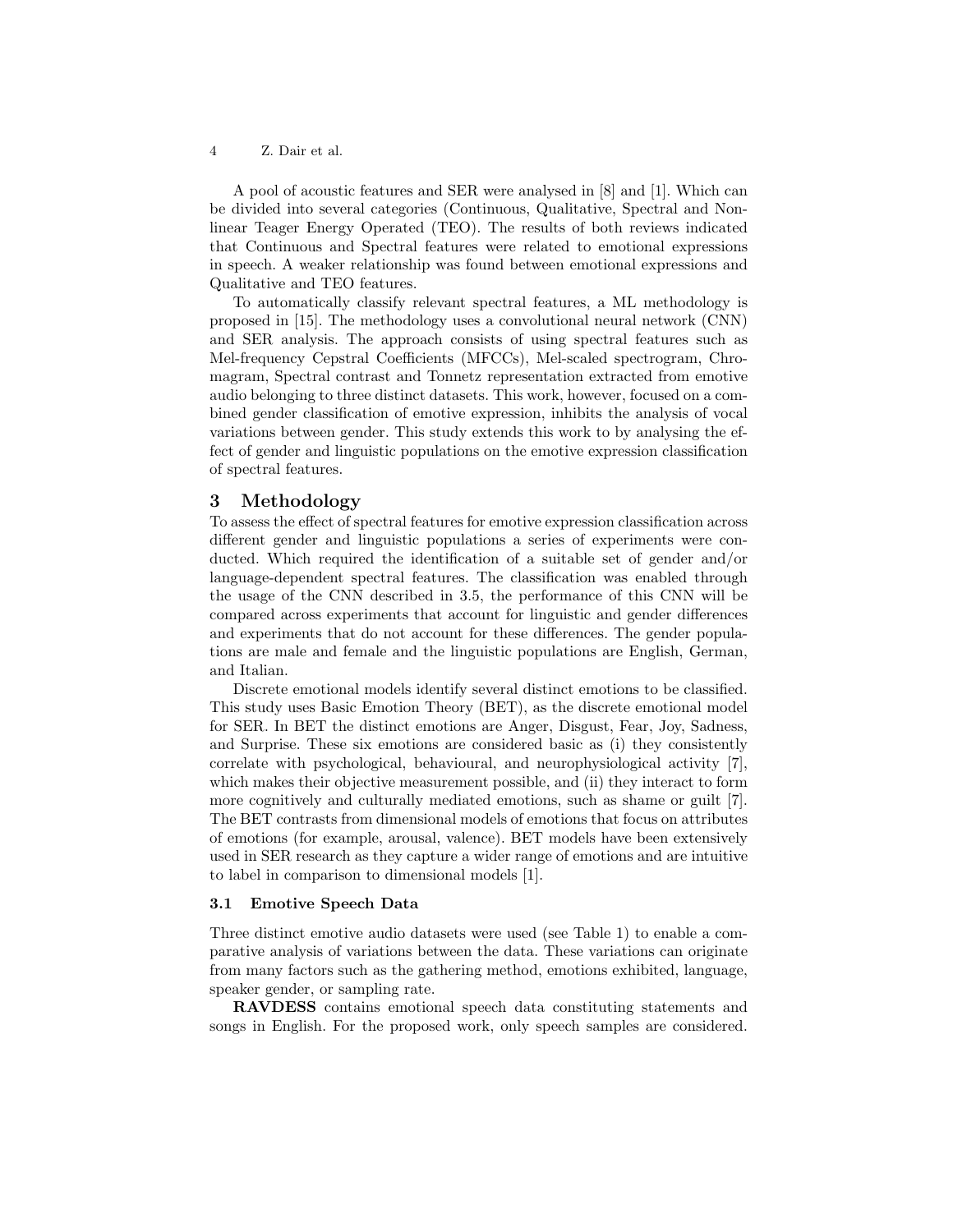A pool of acoustic features and SER were analysed in [8] and [1]. Which can be divided into several categories (Continuous, Qualitative, Spectral and Non-linear Teager Energy Operated (TEO). The results of both reviews indicated that Continuous and Spectral features were related to emotional expressions in speech. A weaker relationship was found between emotional expressions and Qualitative and TEO features.

To automatically classify relevant spectral features, a ML methodology is proposed in [15]. The methodology uses a convolutional neural network (CNN) and SER analysis. The approach consists of using spectral features such as Mel-frequency Cepstral Coefficients (MFCCs), Mel-scaled spectrogram, Chromagram, Spectral contrast and Tonnetz representation extracted from emotive audio belonging to three distinct datasets. This work, however, focused on a combined gender classification of emotive expression, inhibits the analysis of vocal variations between gender. This study extends this work to by analysing the effect of gender and linguistic populations on the emotive expression classification of spectral features.

## 3 Methodology

To assess the effect of spectral features for emotive expression classification across different gender and linguistic populations a series of experiments were conducted. Which required the identification of a suitable set of gender and/or language-dependent spectral features. The classification was enabled through the usage of the CNN described in 3.5, the performance of this CNN will be compared across experiments that account for linguistic and gender differences and experiments that do not account for these differences. The gender populations are male and female and the linguistic populations are English, German, and Italian.

Discrete emotional models identify several distinct emotions to be classified. This study uses Basic Emotion Theory (BET), as the discrete emotional model for SER. In BET the distinct emotions are Anger, Disgust, Fear, Joy, Sadness, and Surprise. These six emotions are considered basic as (i) they consistently correlate with psychological, behavioural, and neurophysiological activity [7], which makes their objective measurement possible, and (ii) they interact to form more cognitively and culturally mediated emotions, such as shame or guilt [7]. The BET contrasts from dimensional models of emotions that focus on attributes of emotions (for example, arousal, valence). BET models have been extensively used in SER research as they capture a wider range of emotions and are intuitive to label in comparison to dimensional models [1].

### 3.1 Emotive Speech Data

Three distinct emotive audio datasets were used (see Table 1) to enable a comparative analysis of variations between the data. These variations can originate from many factors such as the gathering method, emotions exhibited, language, speaker gender, or sampling rate.

**RAVDESS** contains emotional speech data constituting statements and songs in English. For the proposed work, only speech samples are considered.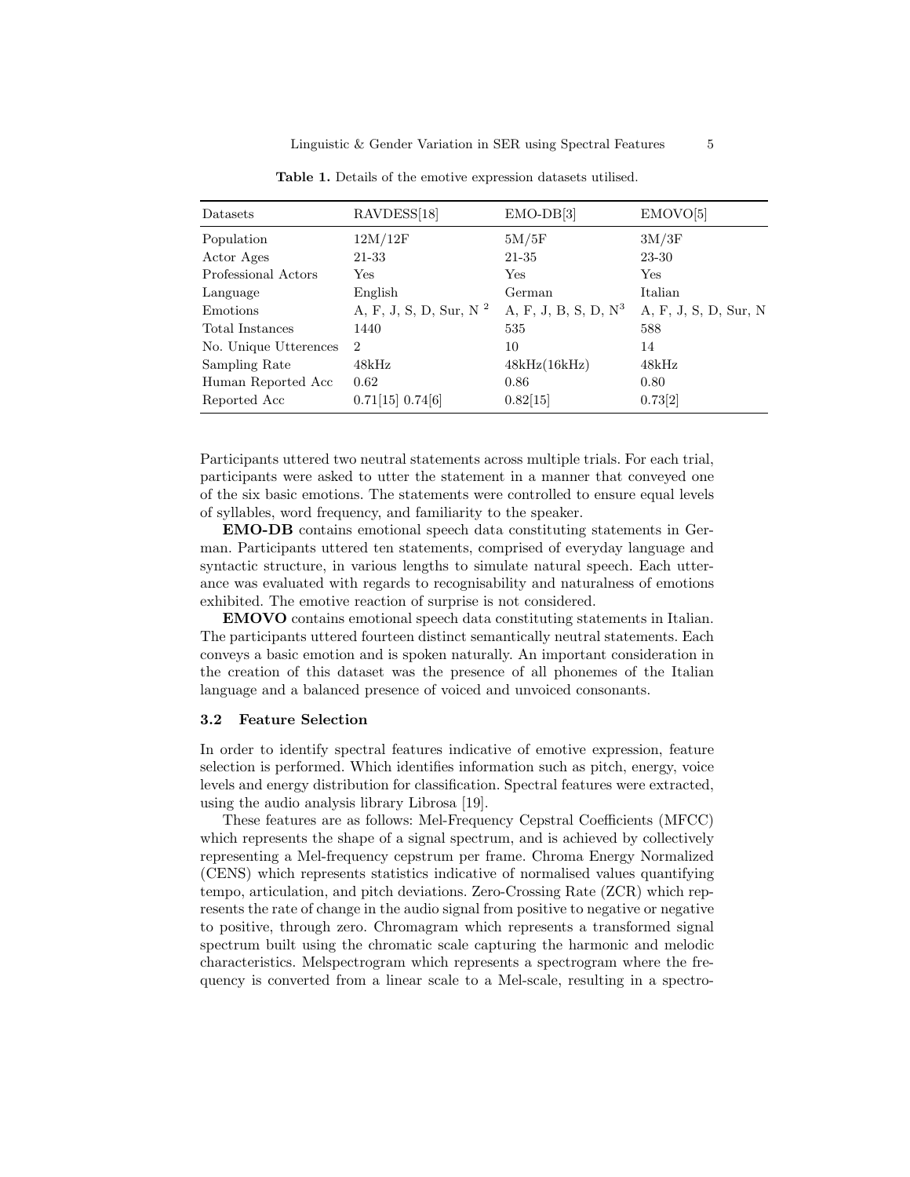**Table 1.** Details of the emotive expression datasets utilised.

| Datasets | RAVDESS[18] | EMO-DB[3] | EMOVO[5] |
|---|---|---|---|
| Population | 12M/12F | 5M/5F | 3M/3F |
| Actor Ages | 21-33 | 21-35 | 23-30 |
| Professional Actors | Yes | Yes | Yes |
| Language | English | German | Italian |
| Emotions | A, F, J, S, D, Sur, N [2] | A, F, J, B, S, D, N[3] | A, F, J, S, D, Sur, N |
| Total Instances | 1440 | 535 | 588 |
| No. Unique Utterences | 2 | 10 | 14 |
| Sampling Rate | 48kHz | 48kHz(16kHz) | 48kHz |
| Human Reported Acc | 0.62 | 0.86 | 0.80 |
| Reported Acc | 0.71[15] 0.74[6] | 0.82[15] | 0.73[2] |

Participants uttered two neutral statements across multiple trials. For each trial, participants were asked to utter the statement in a manner that conveyed one of the six basic emotions. The statements were controlled to ensure equal levels of syllables, word frequency, and familiarity to the speaker.

**EMO-DB** contains emotional speech data constituting statements in German. Participants uttered ten statements, comprised of everyday language and syntactic structure, in various lengths to simulate natural speech. Each utterance was evaluated with regards to recognisability and naturalness of emotions exhibited. The emotive reaction of surprise is not considered.

**EMOVO** contains emotional speech data constituting statements in Italian. The participants uttered fourteen distinct semantically neutral statements. Each conveys a basic emotion and is spoken naturally. An important consideration in the creation of this dataset was the presence of all phonemes of the Italian language and a balanced presence of voiced and unvoiced consonants.

### 3.2 Feature Selection

In order to identify spectral features indicative of emotive expression, feature selection is performed. Which identifies information such as pitch, energy, voice levels and energy distribution for classification. Spectral features were extracted, using the audio analysis library Librosa [19].

These features are as follows: Mel-Frequency Cepstral Coefficients (MFCC) which represents the shape of a signal spectrum, and is achieved by collectively representing a Mel-frequency cepstrum per frame. Chroma Energy Normalized (CENS) which represents statistics indicative of normalised values quantifying tempo, articulation, and pitch deviations. Zero-Crossing Rate (ZCR) which represents the rate of change in the audio signal from positive to negative or negative to positive, through zero. Chromagram which represents a transformed signal spectrum built using the chromatic scale capturing the harmonic and melodic characteristics. Melspectrogram which represents a spectrogram where the frequency is converted from a linear scale to a Mel-scale, resulting in a spectro-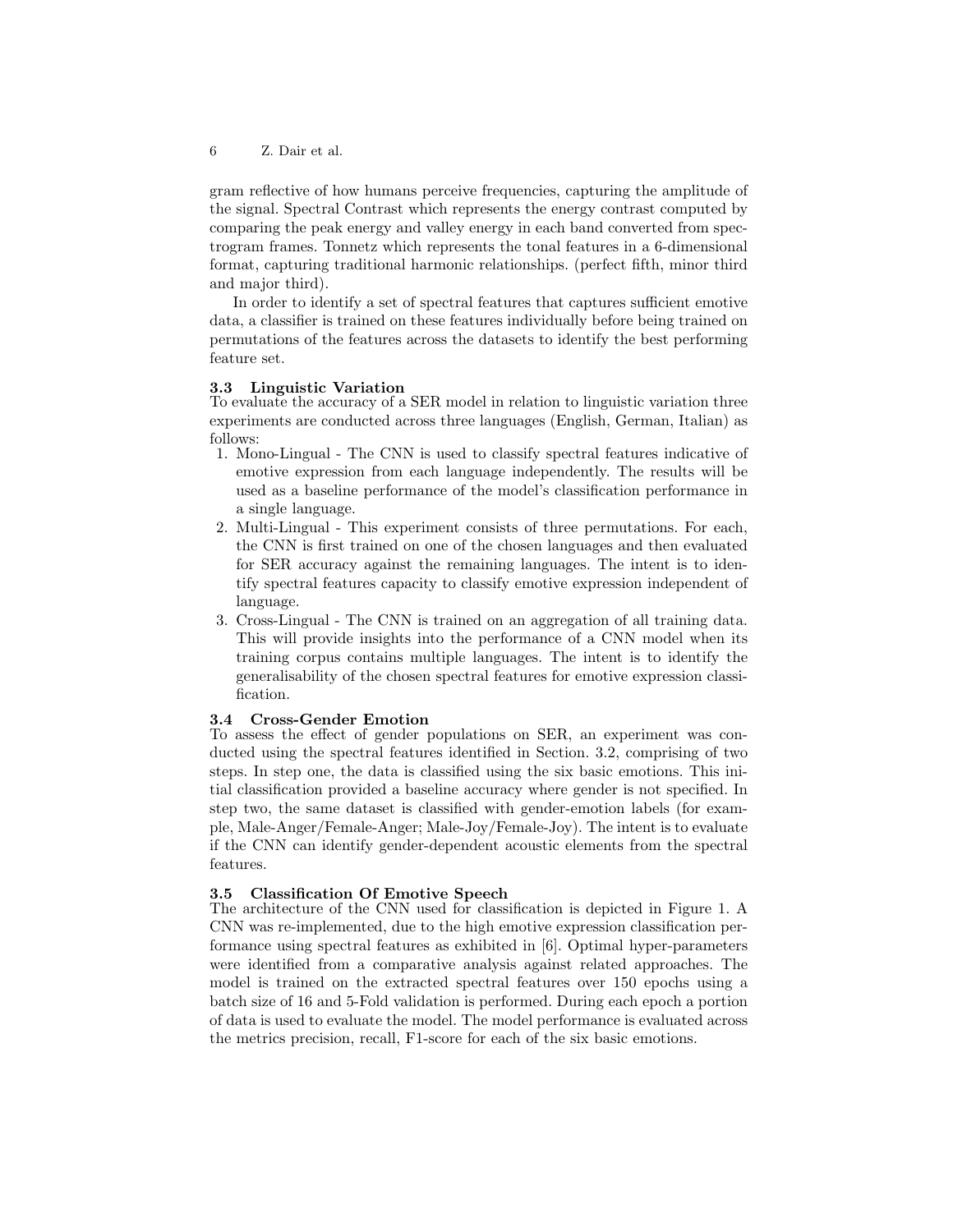gram reflective of how humans perceive frequencies, capturing the amplitude of the signal. Spectral Contrast which represents the energy contrast computed by comparing the peak energy and valley energy in each band converted from spectrogram frames. Tonnetz which represents the tonal features in a 6-dimensional format, capturing traditional harmonic relationships. (perfect fifth, minor third and major third).

In order to identify a set of spectral features that captures sufficient emotive data, a classifier is trained on these features individually before being trained on permutations of the features across the datasets to identify the best performing feature set.

### 3.3 Linguistic Variation

To evaluate the accuracy of a SER model in relation to linguistic variation three experiments are conducted across three languages (English, German, Italian) as follows:

1. Mono-Lingual - The CNN is used to classify spectral features indicative of emotive expression from each language independently. The results will be used as a baseline performance of the model's classification performance in a single language.
2. Multi-Lingual - This experiment consists of three permutations. For each, the CNN is first trained on one of the chosen languages and then evaluated for SER accuracy against the remaining languages. The intent is to identify spectral features capacity to classify emotive expression independent of language.
3. Cross-Lingual - The CNN is trained on an aggregation of all training data. This will provide insights into the performance of a CNN model when its training corpus contains multiple languages. The intent is to identify the generalisability of the chosen spectral features for emotive expression classification.

### 3.4 Cross-Gender Emotion

To assess the effect of gender populations on SER, an experiment was conducted using the spectral features identified in Section. 3.2, comprising of two steps. In step one, the data is classified using the six basic emotions. This initial classification provided a baseline accuracy where gender is not specified. In step two, the same dataset is classified with gender-emotion labels (for example, Male-Anger/Female-Anger; Male-Joy/Female-Joy). The intent is to evaluate if the CNN can identify gender-dependent acoustic elements from the spectral features.

### 3.5 Classification Of Emotive Speech

The architecture of the CNN used for classification is depicted in Figure 1. A CNN was re-implemented, due to the high emotive expression classification performance using spectral features as exhibited in [6]. Optimal hyper-parameters were identified from a comparative analysis against related approaches. The model is trained on the extracted spectral features over 150 epochs using a batch size of 16 and 5-Fold validation is performed. During each epoch a portion of data is used to evaluate the model. The model performance is evaluated across the metrics precision, recall, F1-score for each of the six basic emotions.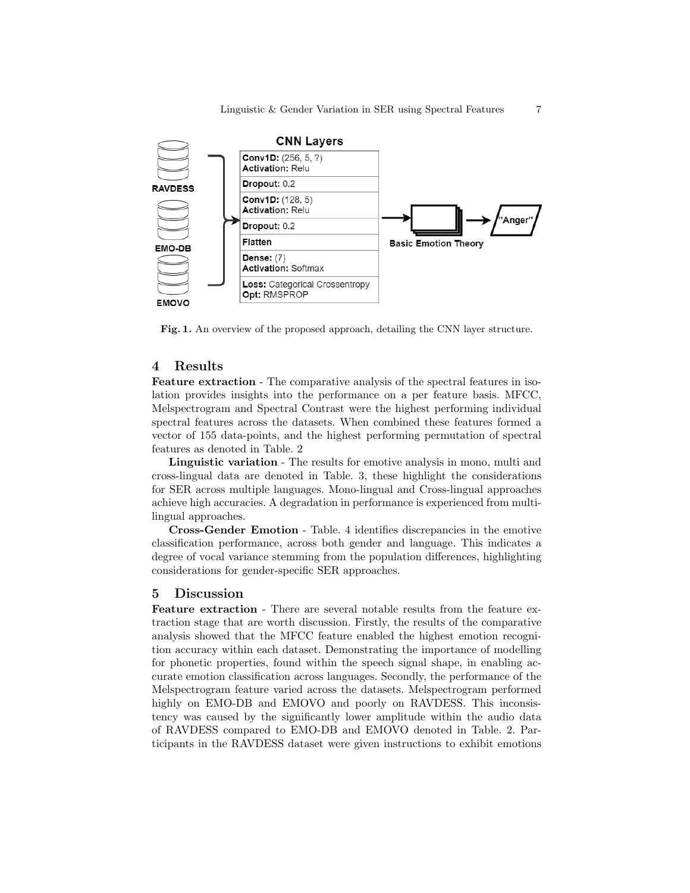Fig. 1. An overview of the proposed approach, detailing the CNN layer structure.

## 4 Results

**Feature extraction** - The comparative analysis of the spectral features in isolation provides insights into the performance on a per feature basis. MFCC, Melspectrogram and Spectral Contrast were the highest performing individual spectral features across the datasets. When combined these features formed a vector of 155 data-points, and the highest performing permutation of spectral features as denoted in Table. 2

**Linguistic variation** - The results for emotive analysis in mono, multi and cross-lingual data are denoted in Table. 3, these highlight the considerations for SER across multiple languages. Mono-lingual and Cross-lingual approaches achieve high accuracies. A degradation in performance is experienced from multi-lingual approaches.

**Cross-Gender Emotion** - Table. 4 identifies discrepancies in the emotive classification performance, across both gender and language. This indicates a degree of vocal variance stemming from the population differences, highlighting considerations for gender-specific SER approaches.

## 5 Discussion

**Feature extraction** - There are several notable results from the feature extraction stage that are worth discussion. Firstly, the results of the comparative analysis showed that the MFCC feature enabled the highest emotion recognition accuracy within each dataset. Demonstrating the importance of modelling for phonetic properties, found within the speech signal shape, in enabling accurate emotion classification across languages. Secondly, the performance of the Melspectrogram feature varied across the datasets. Melspectrogram performed highly on EMO-DB and EMOVO and poorly on RAVDESS. This inconsistency was caused by the significantly lower amplitude within the audio data of RAVDESS compared to EMO-DB and EMOVO denoted in Table. 2. Participants in the RAVDESS dataset were given instructions to exhibit emotions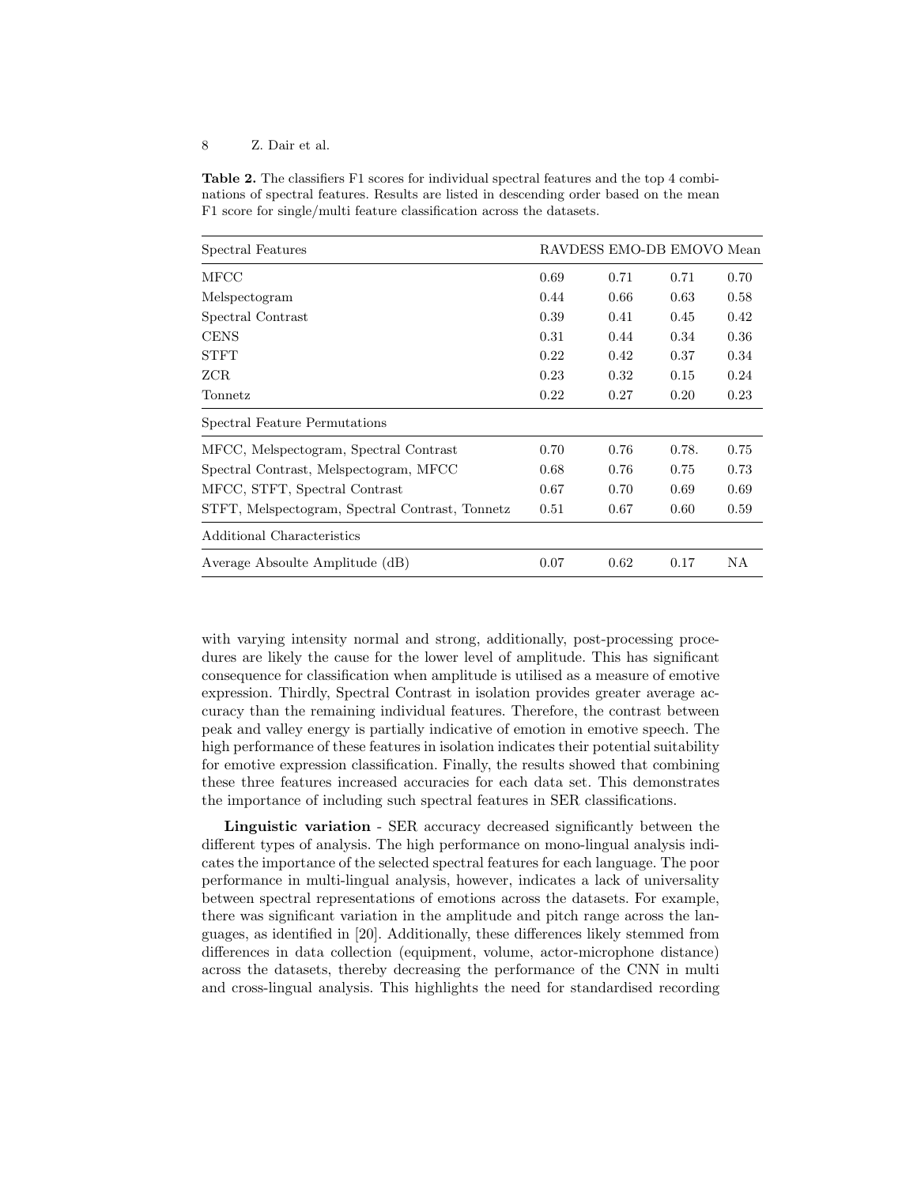**Table 2.** The classifiers F1 scores for individual spectral features and the top 4 combinations of spectral features. Results are listed in descending order based on the mean F1 score for single/multi feature classification across the datasets.

| Spectral Features | RAVDESS | EMO-DB | EMOVO | Mean |
|---|---|---|---|---|
| MFCC | 0.69 | 0.71 | 0.71 | 0.70 |
| Melspectogram | 0.44 | 0.66 | 0.63 | 0.58 |
| Spectral Contrast | 0.39 | 0.41 | 0.45 | 0.42 |
| CENS | 0.31 | 0.44 | 0.34 | 0.36 |
| STFT | 0.22 | 0.42 | 0.37 | 0.34 |
| ZCR | 0.23 | 0.32 | 0.15 | 0.24 |
| Tonnetz | 0.22 | 0.27 | 0.20 | 0.23 |
| **Spectral Feature Permutations** | | | | |
| MFCC, Melspectogram, Spectral Contrast | 0.70 | 0.76 | 0.78. | 0.75 |
| Spectral Contrast, Melspectogram, MFCC | 0.68 | 0.76 | 0.75 | 0.73 |
| MFCC, STFT, Spectral Contrast | 0.67 | 0.70 | 0.69 | 0.69 |
| STFT, Melspectogram, Spectral Contrast, Tonnetz | 0.51 | 0.67 | 0.60 | 0.59 |
| **Additional Characteristics** | | | | |
| Average Absoulte Amplitude (dB) | 0.07 | 0.62 | 0.17 | NA |

with varying intensity normal and strong, additionally, post-processing procedures are likely the cause for the lower level of amplitude. This has significant consequence for classification when amplitude is utilised as a measure of emotive expression. Thirdly, Spectral Contrast in isolation provides greater average accuracy than the remaining individual features. Therefore, the contrast between peak and valley energy is partially indicative of emotion in emotive speech. The high performance of these features in isolation indicates their potential suitability for emotive expression classification. Finally, the results showed that combining these three features increased accuracies for each data set. This demonstrates the importance of including such spectral features in SER classifications.

**Linguistic variation** - SER accuracy decreased significantly between the different types of analysis. The high performance on mono-lingual analysis indicates the importance of the selected spectral features for each language. The poor performance in multi-lingual analysis, however, indicates a lack of universality between spectral representations of emotions across the datasets. For example, there was significant variation in the amplitude and pitch range across the languages, as identified in [20]. Additionally, these differences likely stemmed from differences in data collection (equipment, volume, actor-microphone distance) across the datasets, thereby decreasing the performance of the CNN in multi and cross-lingual analysis. This highlights the need for standardised recording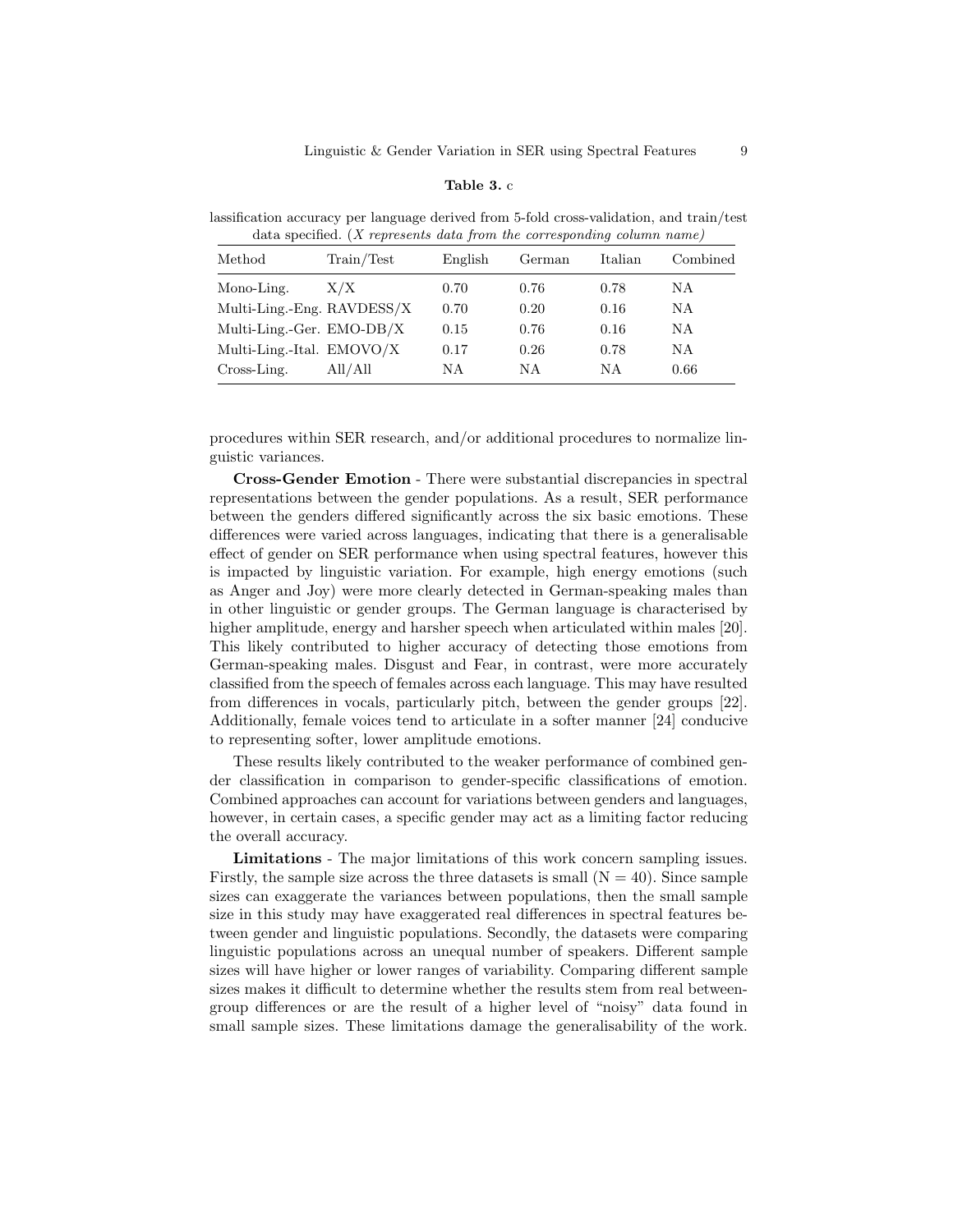**Table 3.** c

lassification accuracy per language derived from 5-fold cross-validation, and train/test data specified. (*X represents data from the corresponding column name*)

| Method | Train/Test | English | German | Italian | Combined |
|---|---|---|---|---|---|
| Mono-Ling. | X/X | 0.70 | 0.76 | 0.78 | NA |
| Multi-Ling.-Eng. | RAVDESS/X | 0.70 | 0.20 | 0.16 | NA |
| Multi-Ling.-Ger. | EMO-DB/X | 0.15 | 0.76 | 0.16 | NA |
| Multi-Ling.-Ital. | EMOVO/X | 0.17 | 0.26 | 0.78 | NA |
| Cross-Ling. | All/All | NA | NA | NA | 0.66 |

procedures within SER research, and/or additional procedures to normalize linguistic variances.

**Cross-Gender Emotion** - There were substantial discrepancies in spectral representations between the gender populations. As a result, SER performance between the genders differed significantly across the six basic emotions. These differences were varied across languages, indicating that there is a generalisable effect of gender on SER performance when using spectral features, however this is impacted by linguistic variation. For example, high energy emotions (such as Anger and Joy) were more clearly detected in German-speaking males than in other linguistic or gender groups. The German language is characterised by higher amplitude, energy and harsher speech when articulated within males [20]. This likely contributed to higher accuracy of detecting those emotions from German-speaking males. Disgust and Fear, in contrast, were more accurately classified from the speech of females across each language. This may have resulted from differences in vocals, particularly pitch, between the gender groups [22]. Additionally, female voices tend to articulate in a softer manner [24] conducive to representing softer, lower amplitude emotions.

These results likely contributed to the weaker performance of combined gender classification in comparison to gender-specific classifications of emotion. Combined approaches can account for variations between genders and languages, however, in certain cases, a specific gender may act as a limiting factor reducing the overall accuracy.

**Limitations** - The major limitations of this work concern sampling issues. Firstly, the sample size across the three datasets is small (N = 40). Since sample sizes can exaggerate the variances between populations, then the small sample size in this study may have exaggerated real differences in spectral features between gender and linguistic populations. Secondly, the datasets were comparing linguistic populations across an unequal number of speakers. Different sample sizes will have higher or lower ranges of variability. Comparing different sample sizes makes it difficult to determine whether the results stem from real between-group differences or are the result of a higher level of "noisy" data found in small sample sizes. These limitations damage the generalisability of the work.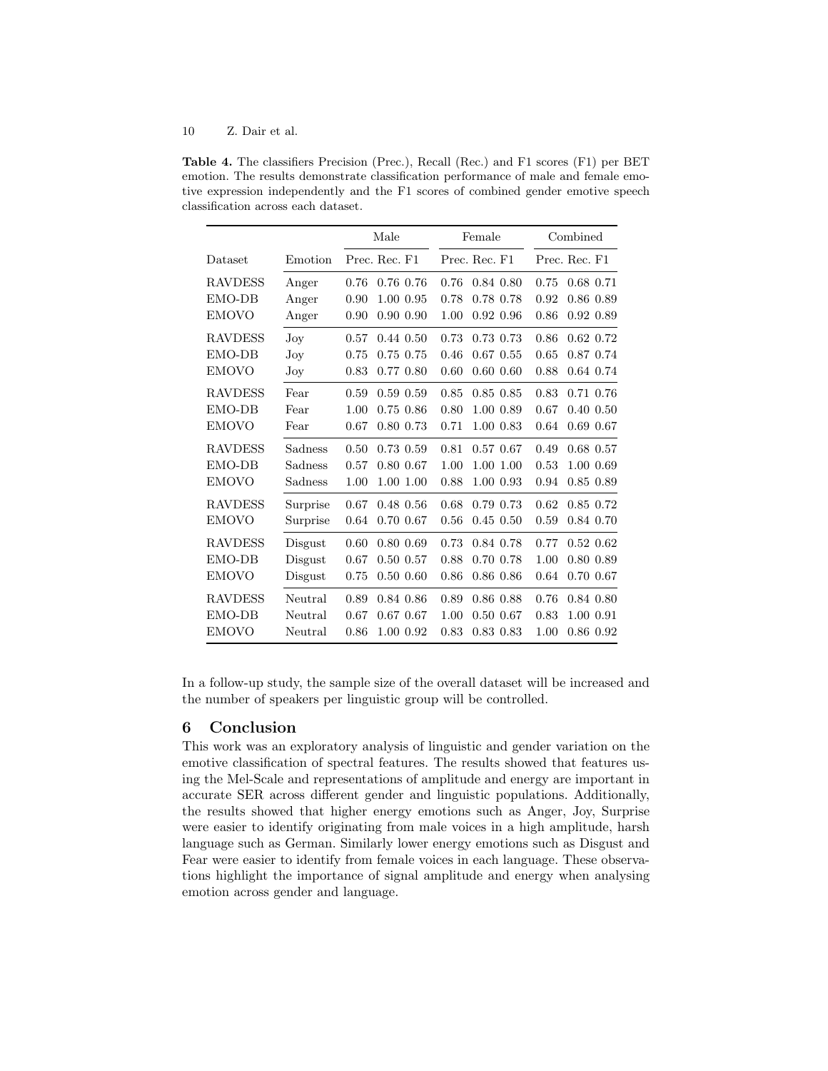**Table 4.** The classifiers Precision (Prec.), Recall (Rec.) and F1 scores (F1) per BET emotion. The results demonstrate classification performance of male and female emotive expression independently and the F1 scores of combined gender emotive speech classification across each dataset.

| | | Male | | | Female | | | Combined | | |
|---|---|---|---|---|---|---|---|---|---|---|
| Dataset | Emotion | Prec. | Rec. | F1 | Prec. | Rec. | F1 | Prec. | Rec. | F1 |
| RAVDESS | Anger | 0.76 | 0.76 | 0.76 | 0.76 | 0.84 | 0.80 | 0.75 | 0.68 | 0.71 |
| EMO-DB | Anger | 0.90 | 1.00 | 0.95 | 0.78 | 0.78 | 0.78 | 0.92 | 0.86 | 0.89 |
| EMOVO | Anger | 0.90 | 0.90 | 0.90 | 1.00 | 0.92 | 0.96 | 0.86 | 0.92 | 0.89 |
| RAVDESS | Joy | 0.57 | 0.44 | 0.50 | 0.73 | 0.73 | 0.73 | 0.86 | 0.62 | 0.72 |
| EMO-DB | Joy | 0.75 | 0.75 | 0.75 | 0.46 | 0.67 | 0.55 | 0.65 | 0.87 | 0.74 |
| EMOVO | Joy | 0.83 | 0.77 | 0.80 | 0.60 | 0.60 | 0.60 | 0.88 | 0.64 | 0.74 |
| RAVDESS | Fear | 0.59 | 0.59 | 0.59 | 0.85 | 0.85 | 0.85 | 0.83 | 0.71 | 0.76 |
| EMO-DB | Fear | 1.00 | 0.75 | 0.86 | 0.80 | 1.00 | 0.89 | 0.67 | 0.40 | 0.50 |
| EMOVO | Fear | 0.67 | 0.80 | 0.73 | 0.71 | 1.00 | 0.83 | 0.64 | 0.69 | 0.67 |
| RAVDESS | Sadness | 0.50 | 0.73 | 0.59 | 0.81 | 0.57 | 0.67 | 0.49 | 0.68 | 0.57 |
| EMO-DB | Sadness | 0.57 | 0.80 | 0.67 | 1.00 | 1.00 | 1.00 | 0.53 | 1.00 | 0.69 |
| EMOVO | Sadness | 1.00 | 1.00 | 1.00 | 0.88 | 1.00 | 0.93 | 0.94 | 0.85 | 0.89 |
| RAVDESS | Surprise | 0.67 | 0.48 | 0.56 | 0.68 | 0.79 | 0.73 | 0.62 | 0.85 | 0.72 |
| EMOVO | Surprise | 0.64 | 0.70 | 0.67 | 0.56 | 0.45 | 0.50 | 0.59 | 0.84 | 0.70 |
| RAVDESS | Disgust | 0.60 | 0.80 | 0.69 | 0.73 | 0.84 | 0.78 | 0.77 | 0.52 | 0.62 |
| EMO-DB | Disgust | 0.67 | 0.50 | 0.57 | 0.88 | 0.70 | 0.78 | 1.00 | 0.80 | 0.89 |
| EMOVO | Disgust | 0.75 | 0.50 | 0.60 | 0.86 | 0.86 | 0.86 | 0.64 | 0.70 | 0.67 |
| RAVDESS | Neutral | 0.89 | 0.84 | 0.86 | 0.89 | 0.86 | 0.88 | 0.76 | 0.84 | 0.80 |
| EMO-DB | Neutral | 0.67 | 0.67 | 0.67 | 1.00 | 0.50 | 0.67 | 0.83 | 1.00 | 0.91 |
| EMOVO | Neutral | 0.86 | 1.00 | 0.92 | 0.83 | 0.83 | 0.83 | 1.00 | 0.86 | 0.92 |

In a follow-up study, the sample size of the overall dataset will be increased and the number of speakers per linguistic group will be controlled.

## 6 Conclusion

This work was an exploratory analysis of linguistic and gender variation on the emotive classification of spectral features. The results showed that features using the Mel-Scale and representations of amplitude and energy are important in accurate SER across different gender and linguistic populations. Additionally, the results showed that higher energy emotions such as Anger, Joy, Surprise were easier to identify originating from male voices in a high amplitude, harsh language such as German. Similarly lower energy emotions such as Disgust and Fear were easier to identify from female voices in each language. These observations highlight the importance of signal amplitude and energy when analysing emotion across gender and language.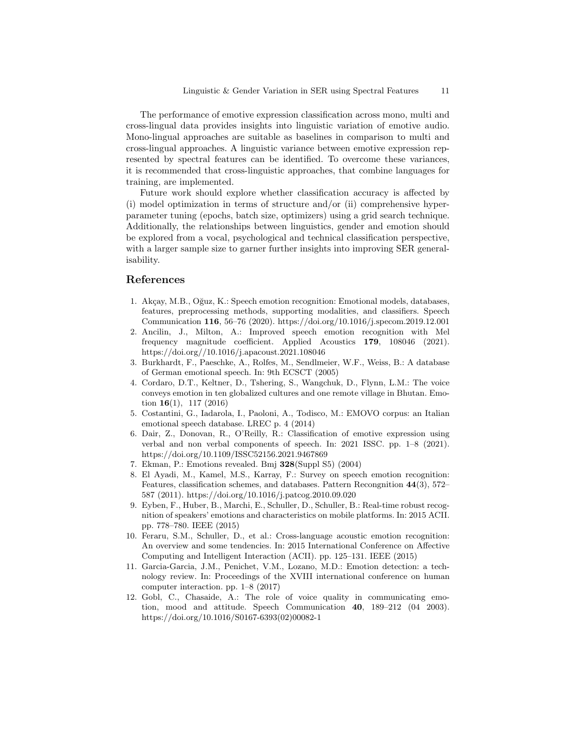The performance of emotive expression classification across mono, multi and cross-lingual data provides insights into linguistic variation of emotive audio. Mono-lingual approaches are suitable as baselines in comparison to multi and cross-lingual approaches. A linguistic variance between emotive expression represented by spectral features can be identified. To overcome these variances, it is recommended that cross-linguistic approaches, that combine languages for training, are implemented.

Future work should explore whether classification accuracy is affected by (i) model optimization in terms of structure and/or (ii) comprehensive hyper-parameter tuning (epochs, batch size, optimizers) using a grid search technique. Additionally, the relationships between linguistics, gender and emotion should be explored from a vocal, psychological and technical classification perspective, with a larger sample size to garner further insights into improving SER generalisability.

## References

1. Akçay, M.B., Oğuz, K.: Speech emotion recognition: Emotional models, databases, features, preprocessing methods, supporting modalities, and classifiers. Speech Communication **116**, 56–76 (2020). https://doi.org/10.1016/j.specom.2019.12.001
2. Ancilin, J., Milton, A.: Improved speech emotion recognition with Mel frequency magnitude coefficient. Applied Acoustics **179**, 108046 (2021). https://doi.org//10.1016/j.apacoust.2021.108046
3. Burkhardt, F., Paeschke, A., Rolfes, M., Sendlmeier, W.F., Weiss, B.: A database of German emotional speech. In: 9th ECSCT (2005)
4. Cordaro, D.T., Keltner, D., Tshering, S., Wangchuk, D., Flynn, L.M.: The voice conveys emotion in ten globalized cultures and one remote village in Bhutan. Emotion **16**(1), 117 (2016)
5. Costantini, G., Iadarola, I., Paoloni, A., Todisco, M.: EMOVO corpus: an Italian emotional speech database. LREC p. 4 (2014)
6. Dair, Z., Donovan, R., O'Reilly, R.: Classification of emotive expression using verbal and non verbal components of speech. In: 2021 ISSC. pp. 1–8 (2021). https://doi.org/10.1109/ISSC52156.2021.9467869
7. Ekman, P.: Emotions revealed. Bmj **328**(Suppl S5) (2004)
8. El Ayadi, M., Kamel, M.S., Karray, F.: Survey on speech emotion recognition: Features, classification schemes, and databases. Pattern Recongnition **44**(3), 572–587 (2011). https://doi.org/10.1016/j.patcog.2010.09.020
9. Eyben, F., Huber, B., Marchi, E., Schuller, D., Schuller, B.: Real-time robust recognition of speakers' emotions and characteristics on mobile platforms. In: 2015 ACII. pp. 778–780. IEEE (2015)
10. Feraru, S.M., Schuller, D., et al.: Cross-language acoustic emotion recognition: An overview and some tendencies. In: 2015 International Conference on Affective Computing and Intelligent Interaction (ACII). pp. 125–131. IEEE (2015)
11. Garcia-Garcia, J.M., Penichet, V.M., Lozano, M.D.: Emotion detection: a technology review. In: Proceedings of the XVIII international conference on human computer interaction. pp. 1–8 (2017)
12. Gobl, C., Chasaide, A.: The role of voice quality in communicating emotion, mood and attitude. Speech Communication **40**, 189–212 (04 2003). https://doi.org/10.1016/S0167-6393(02)00082-1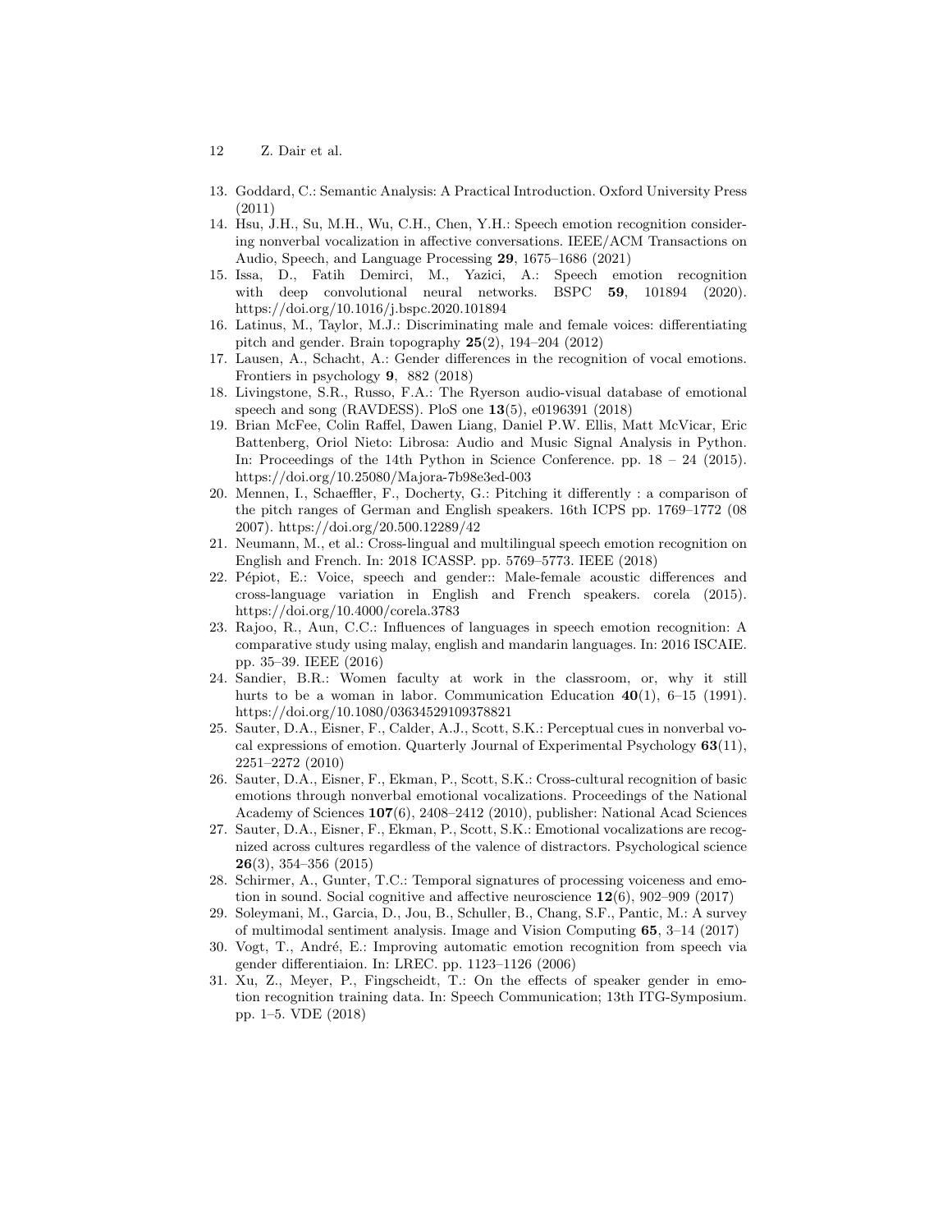13. Goddard, C.: Semantic Analysis: A Practical Introduction. Oxford University Press (2011)
14. Hsu, J.H., Su, M.H., Wu, C.H., Chen, Y.H.: Speech emotion recognition considering nonverbal vocalization in affective conversations. IEEE/ACM Transactions on Audio, Speech, and Language Processing **29**, 1675–1686 (2021)
15. Issa, D., Fatih Demirci, M., Yazici, A.: Speech emotion recognition with deep convolutional neural networks. BSPC **59**, 101894 (2020). https://doi.org/10.1016/j.bspc.2020.101894
16. Latinus, M., Taylor, M.J.: Discriminating male and female voices: differentiating pitch and gender. Brain topography **25**(2), 194–204 (2012)
17. Lausen, A., Schacht, A.: Gender differences in the recognition of vocal emotions. Frontiers in psychology **9**, 882 (2018)
18. Livingstone, S.R., Russo, F.A.: The Ryerson audio-visual database of emotional speech and song (RAVDESS). PloS one **13**(5), e0196391 (2018)
19. Brian McFee, Colin Raffel, Dawen Liang, Daniel P.W. Ellis, Matt McVicar, Eric Battenberg, Oriol Nieto: Librosa: Audio and Music Signal Analysis in Python. In: Proceedings of the 14th Python in Science Conference. pp. 18 – 24 (2015). https://doi.org/10.25080/Majora-7b98e3ed-003
20. Mennen, I., Schaeffler, F., Docherty, G.: Pitching it differently : a comparison of the pitch ranges of German and English speakers. 16th ICPS pp. 1769–1772 (08 2007). https://doi.org/20.500.12289/42
21. Neumann, M., et al.: Cross-lingual and multilingual speech emotion recognition on English and French. In: 2018 ICASSP. pp. 5769–5773. IEEE (2018)
22. Pépiot, E.: Voice, speech and gender:: Male-female acoustic differences and cross-language variation in English and French speakers. corela (2015). https://doi.org/10.4000/corela.3783
23. Rajoo, R., Aun, C.C.: Influences of languages in speech emotion recognition: A comparative study using malay, english and mandarin languages. In: 2016 ISCAIE. pp. 35–39. IEEE (2016)
24. Sandier, B.R.: Women faculty at work in the classroom, or, why it still hurts to be a woman in labor. Communication Education **40**(1), 6–15 (1991). https://doi.org/10.1080/03634529109378821
25. Sauter, D.A., Eisner, F., Calder, A.J., Scott, S.K.: Perceptual cues in nonverbal vocal expressions of emotion. Quarterly Journal of Experimental Psychology **63**(11), 2251–2272 (2010)
26. Sauter, D.A., Eisner, F., Ekman, P., Scott, S.K.: Cross-cultural recognition of basic emotions through nonverbal emotional vocalizations. Proceedings of the National Academy of Sciences **107**(6), 2408–2412 (2010), publisher: National Acad Sciences
27. Sauter, D.A., Eisner, F., Ekman, P., Scott, S.K.: Emotional vocalizations are recognized across cultures regardless of the valence of distractors. Psychological science **26**(3), 354–356 (2015)
28. Schirmer, A., Gunter, T.C.: Temporal signatures of processing voiceness and emotion in sound. Social cognitive and affective neuroscience **12**(6), 902–909 (2017)
29. Soleymani, M., Garcia, D., Jou, B., Schuller, B., Chang, S.F., Pantic, M.: A survey of multimodal sentiment analysis. Image and Vision Computing **65**, 3–14 (2017)
30. Vogt, T., André, E.: Improving automatic emotion recognition from speech via gender differentiaion. In: LREC. pp. 1123–1126 (2006)
31. Xu, Z., Meyer, P., Fingscheidt, T.: On the effects of speaker gender in emotion recognition training data. In: Speech Communication; 13th ITG-Symposium. pp. 1–5. VDE (2018)